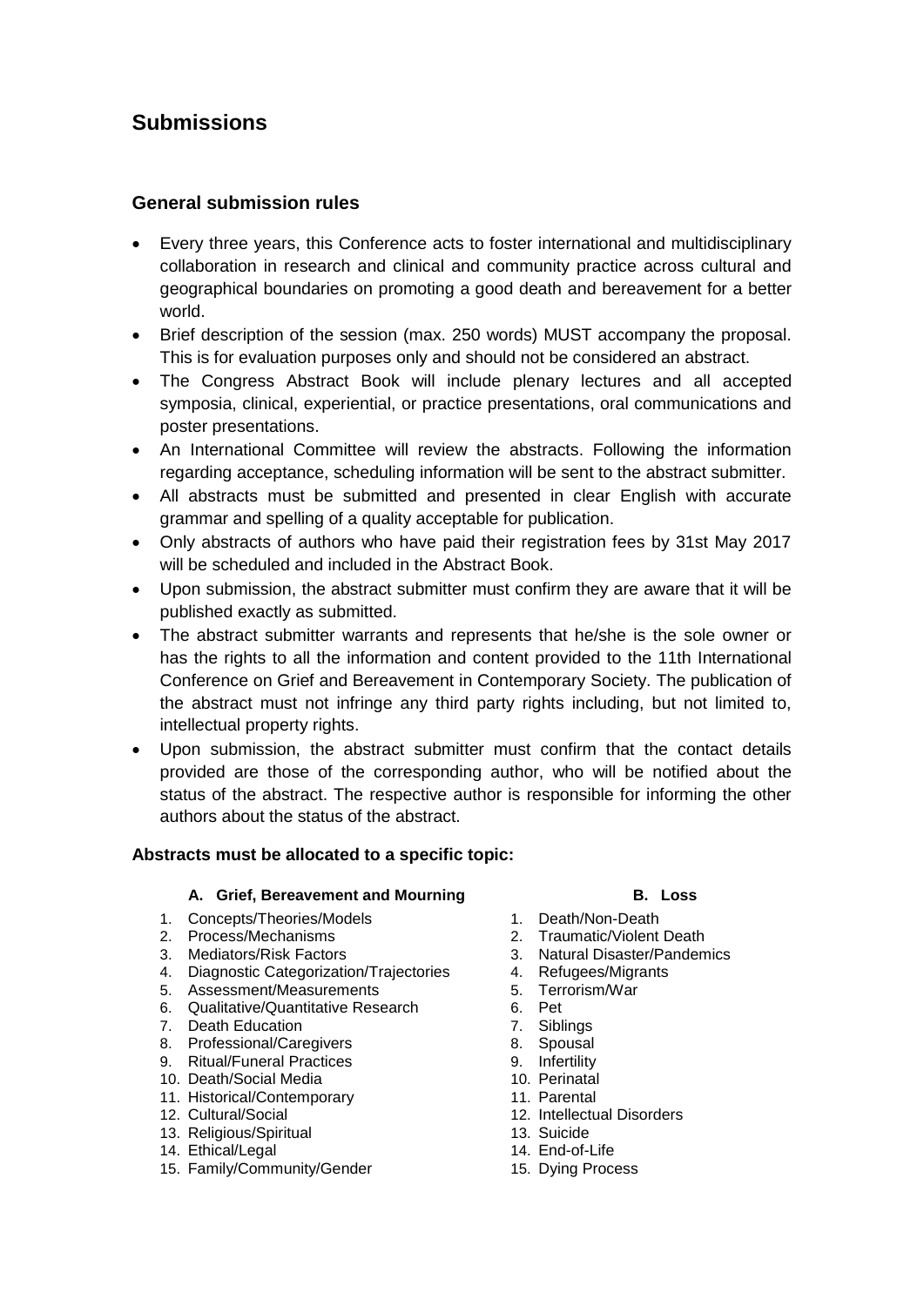# Submissions

## General submission rules

- Every three years, this Conference acts to foster international and multidisciplinary collaboration in research and clinical and community practice across cultural and geographical boundaries on promoting a good death and bereavement for a better world.
- Brief description of the session (max. 250 words) MUST accompany the proposal. This is for evaluation purposes only and should not be considered an abstract.
- The Congress Abstract Book will include plenary lectures and all accepted symposia, clinical, experiential, or practice presentations, oral communications and poster presentations.
- An International Committee will review the abstracts. Following the information regarding acceptance, scheduling information will be sent to the abstract submitter.
- All abstracts must be submitted and presented in clear English with accurate grammar and spelling of a quality acceptable for publication.
- Only abstracts of authors who have paid their registration fees by 31st May 2017 will be scheduled and included in the Abstract Book.
- Upon submission, the abstract submitter must confirm they are aware that it will be published exactly as submitted.
- The abstract submitter warrants and represents that he/she is the sole owner or has the rights to all the information and content provided to the 11th International Conference on Grief and Bereavement in Contemporary Society. The publication of the abstract must not infringe any third party rights including, but not limited to, intellectual property rights.
- Upon submission, the abstract submitter must confirm that the contact details provided are those of the corresponding author, who will be notified about the status of the abstract. The respective author is responsible for informing the other authors about the status of the abstract.

**Abstracts must be allocated to a specific topic:**

**A. Grief, Bereavement and Mourning**

1. Concepts/Theories/Models
2. Process/Mechanisms
3. Mediators/Risk Factors
4. Diagnostic Categorization/Trajectories
5. Assessment/Measurements
6. Qualitative/Quantitative Research
7. Death Education
8. Professional/Caregivers
9. Ritual/Funeral Practices
10. Death/Social Media
11. Historical/Contemporary
12. Cultural/Social
13. Religious/Spiritual
14. Ethical/Legal
15. Family/Community/Gender

**B. Loss**

1. Death/Non-Death
2. Traumatic/Violent Death
3. Natural Disaster/Pandemics
4. Refugees/Migrants
5. Terrorism/War
6. Pet
7. Siblings
8. Spousal
9. Infertility
10. Perinatal
11. Parental
12. Intellectual Disorders
13. Suicide
14. End-of-Life
15. Dying Process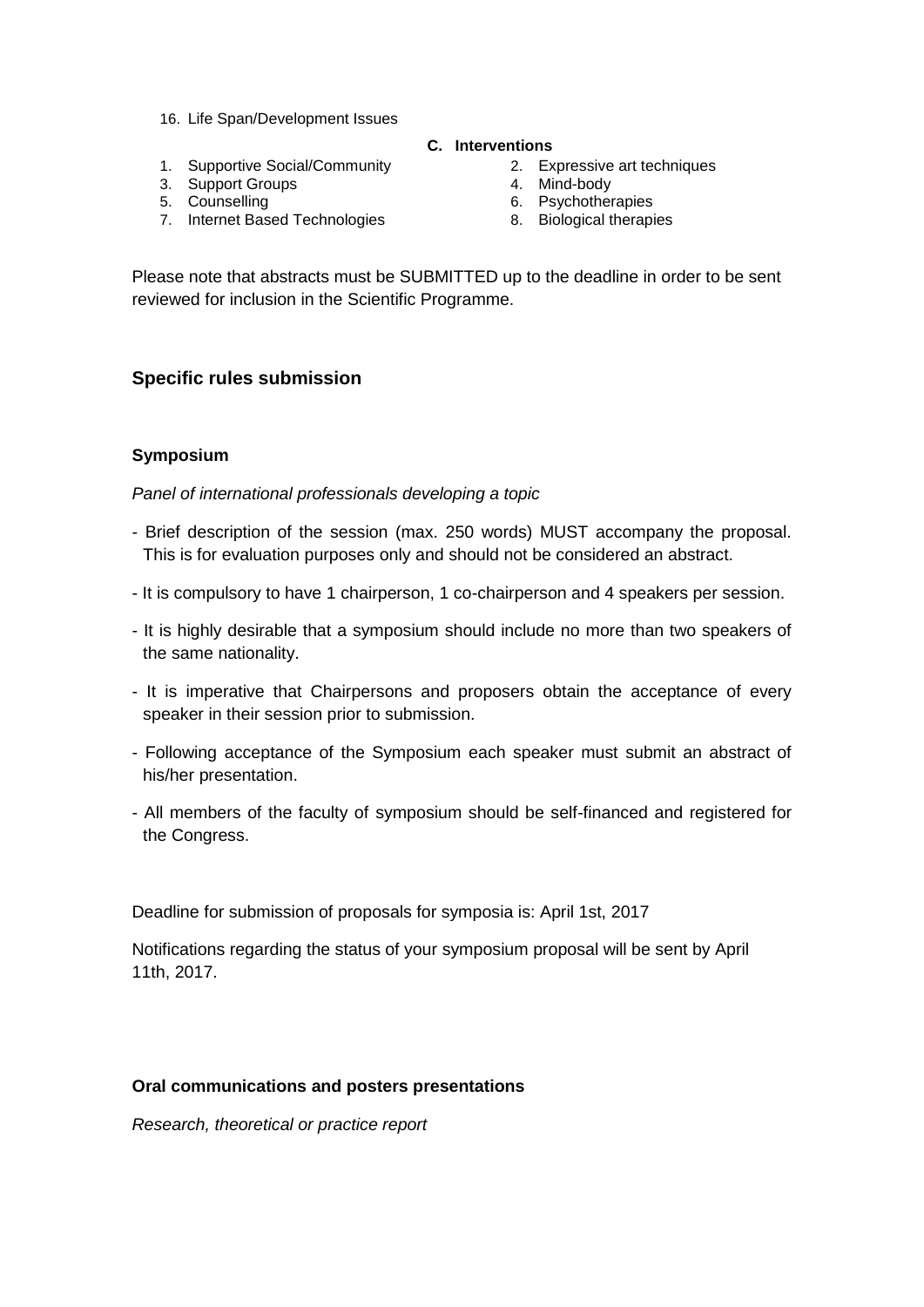16. Life Span/Development Issues

**C. Interventions**

1. Supportive Social/Community
2. Expressive art techniques
3. Support Groups
4. Mind-body
5. Counselling
6. Psychotherapies
7. Internet Based Technologies
8. Biological therapies

Please note that abstracts must be SUBMITTED up to the deadline in order to be sent reviewed for inclusion in the Scientific Programme.

## Specific rules submission

### Symposium

*Panel of international professionals developing a topic*

- Brief description of the session (max. 250 words) MUST accompany the proposal. This is for evaluation purposes only and should not be considered an abstract.
- It is compulsory to have 1 chairperson, 1 co-chairperson and 4 speakers per session.
- It is highly desirable that a symposium should include no more than two speakers of the same nationality.
- It is imperative that Chairpersons and proposers obtain the acceptance of every speaker in their session prior to submission.
- Following acceptance of the Symposium each speaker must submit an abstract of his/her presentation.
- All members of the faculty of symposium should be self-financed and registered for the Congress.

Deadline for submission of proposals for symposia is: April 1st, 2017

Notifications regarding the status of your symposium proposal will be sent by April 11th, 2017.

### Oral communications and posters presentations

*Research, theoretical or practice report*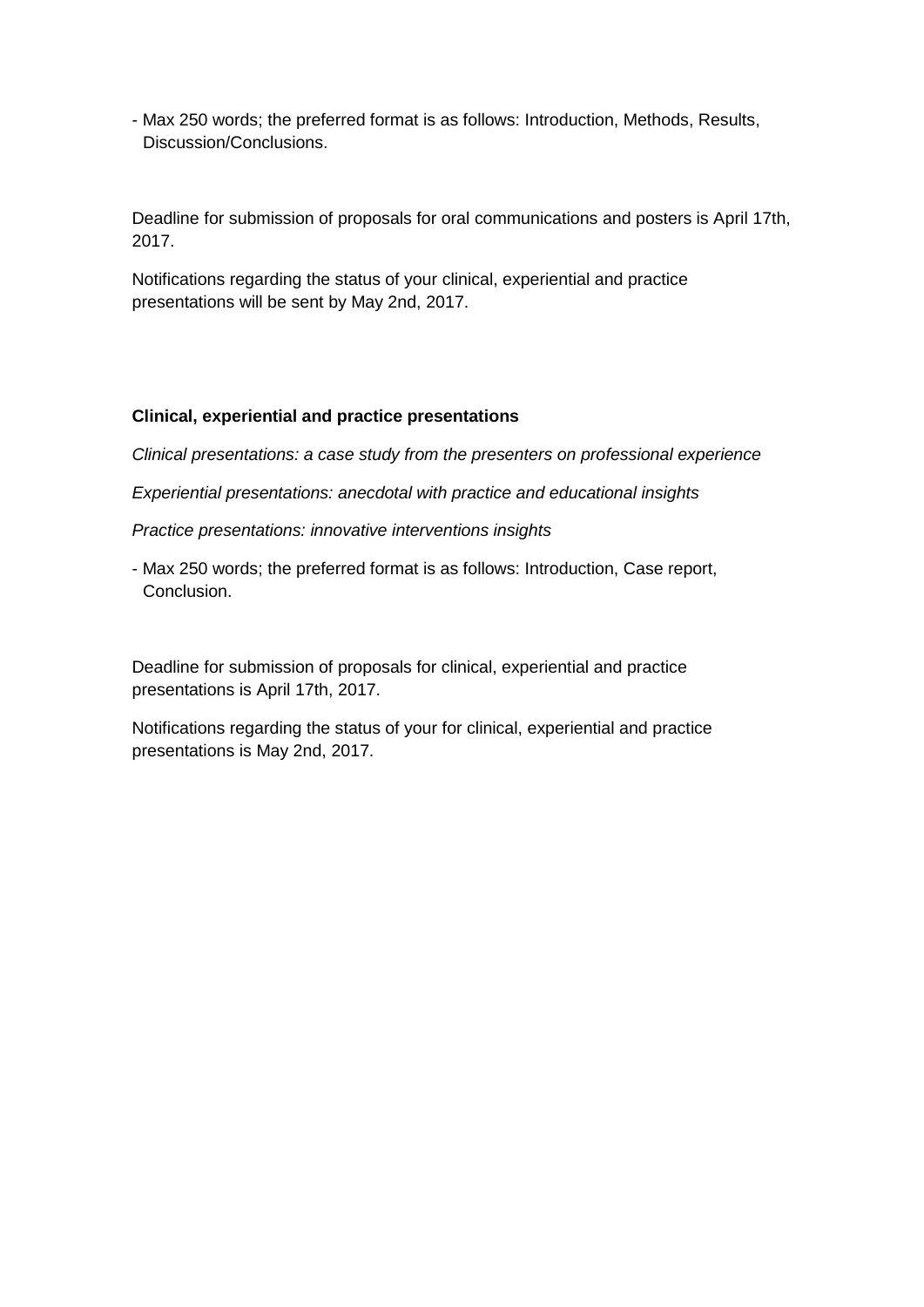- Max 250 words; the preferred format is as follows: Introduction, Methods, Results, Discussion/Conclusions.

Deadline for submission of proposals for oral communications and posters is April 17th, 2017.

Notifications regarding the status of your clinical, experiential and practice presentations will be sent by May 2nd, 2017.

**Clinical, experiential and practice presentations**

*Clinical presentations: a case study from the presenters on professional experience*

*Experiential presentations: anecdotal with practice and educational insights*

*Practice presentations: innovative interventions insights*

- Max 250 words; the preferred format is as follows: Introduction, Case report, Conclusion.

Deadline for submission of proposals for clinical, experiential and practice presentations is April 17th, 2017.

Notifications regarding the status of your for clinical, experiential and practice presentations is May 2nd, 2017.